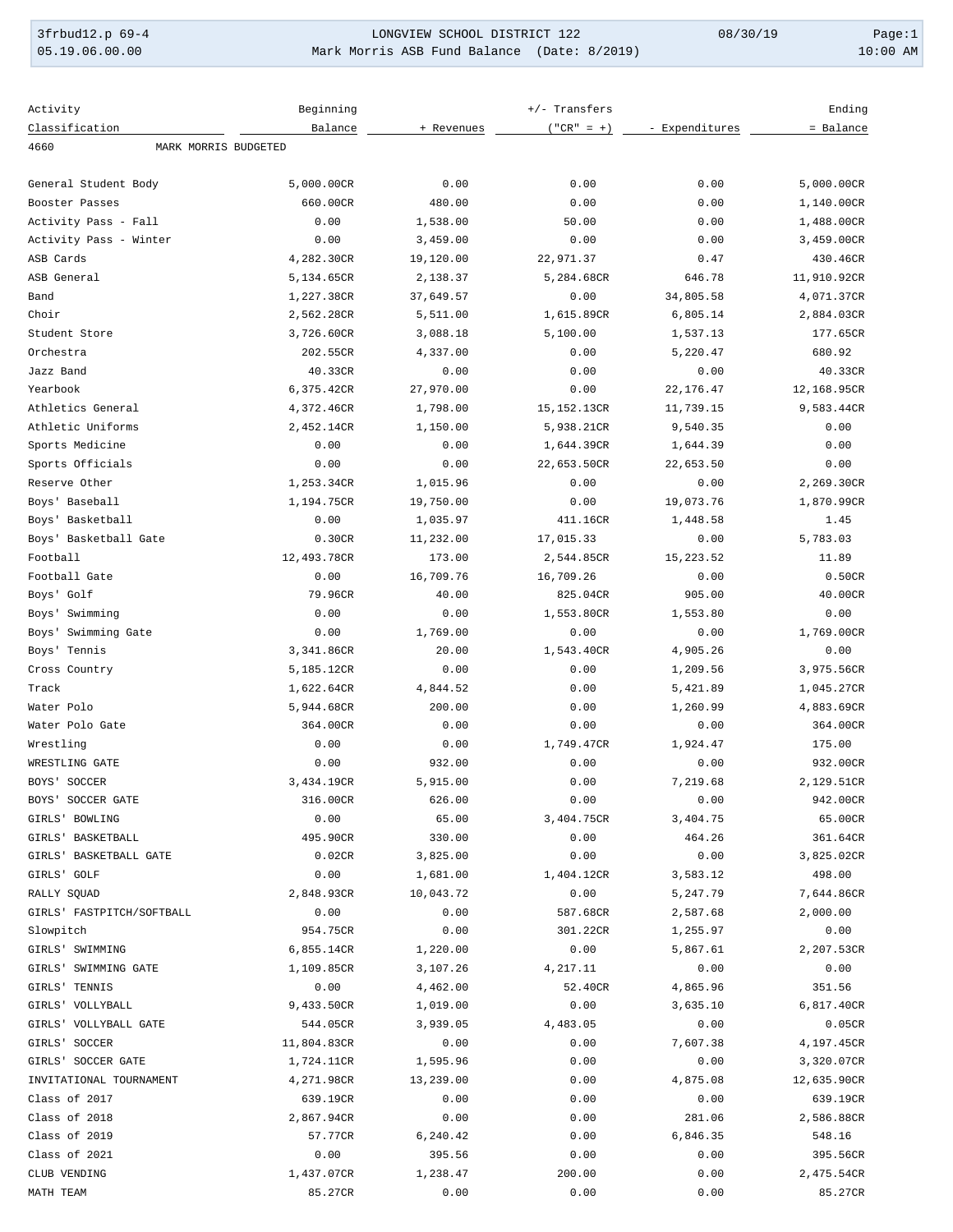LONGVIEW SCHOOL DISTRICT 122

Mark Morris ASB Fund Balance (Date: 8/2019)

3frbud12.p 69-4 &nbsp;&nbsp; 05.19.06.00.00 &nbsp;&nbsp; 08/30/19 &nbsp;&nbsp; 10:00 AM

| Activity Classification | Beginning Balance | + Revenues | +/- Transfers ("CR" = +) | - Expenditures | Ending = Balance |
|---|---|---|---|---|---|
| 4660 MARK MORRIS BUDGETED | | | | | |
| General Student Body | 5,000.00CR | 0.00 | 0.00 | 0.00 | 5,000.00CR |
| Booster Passes | 660.00CR | 480.00 | 0.00 | 0.00 | 1,140.00CR |
| Activity Pass - Fall | 0.00 | 1,538.00 | 50.00 | 0.00 | 1,488.00CR |
| Activity Pass - Winter | 0.00 | 3,459.00 | 0.00 | 0.00 | 3,459.00CR |
| ASB Cards | 4,282.30CR | 19,120.00 | 22,971.37 | 0.47 | 430.46CR |
| ASB General | 5,134.65CR | 2,138.37 | 5,284.68CR | 646.78 | 11,910.92CR |
| Band | 1,227.38CR | 37,649.57 | 0.00 | 34,805.58 | 4,071.37CR |
| Choir | 2,562.28CR | 5,511.00 | 1,615.89CR | 6,805.14 | 2,884.03CR |
| Student Store | 3,726.60CR | 3,088.18 | 5,100.00 | 1,537.13 | 177.65CR |
| Orchestra | 202.55CR | 4,337.00 | 0.00 | 5,220.47 | 680.92 |
| Jazz Band | 40.33CR | 0.00 | 0.00 | 0.00 | 40.33CR |
| Yearbook | 6,375.42CR | 27,970.00 | 0.00 | 22,176.47 | 12,168.95CR |
| Athletics General | 4,372.46CR | 1,798.00 | 15,152.13CR | 11,739.15 | 9,583.44CR |
| Athletic Uniforms | 2,452.14CR | 1,150.00 | 5,938.21CR | 9,540.35 | 0.00 |
| Sports Medicine | 0.00 | 0.00 | 1,644.39CR | 1,644.39 | 0.00 |
| Sports Officials | 0.00 | 0.00 | 22,653.50CR | 22,653.50 | 0.00 |
| Reserve Other | 1,253.34CR | 1,015.96 | 0.00 | 0.00 | 2,269.30CR |
| Boys' Baseball | 1,194.75CR | 19,750.00 | 0.00 | 19,073.76 | 1,870.99CR |
| Boys' Basketball | 0.00 | 1,035.97 | 411.16CR | 1,448.58 | 1.45 |
| Boys' Basketball Gate | 0.30CR | 11,232.00 | 17,015.33 | 0.00 | 5,783.03 |
| Football | 12,493.78CR | 173.00 | 2,544.85CR | 15,223.52 | 11.89 |
| Football Gate | 0.00 | 16,709.76 | 16,709.26 | 0.00 | 0.50CR |
| Boys' Golf | 79.96CR | 40.00 | 825.04CR | 905.00 | 40.00CR |
| Boys' Swimming | 0.00 | 0.00 | 1,553.80CR | 1,553.80 | 0.00 |
| Boys' Swimming Gate | 0.00 | 1,769.00 | 0.00 | 0.00 | 1,769.00CR |
| Boys' Tennis | 3,341.86CR | 20.00 | 1,543.40CR | 4,905.26 | 0.00 |
| Cross Country | 5,185.12CR | 0.00 | 0.00 | 1,209.56 | 3,975.56CR |
| Track | 1,622.64CR | 4,844.52 | 0.00 | 5,421.89 | 1,045.27CR |
| Water Polo | 5,944.68CR | 200.00 | 0.00 | 1,260.99 | 4,883.69CR |
| Water Polo Gate | 364.00CR | 0.00 | 0.00 | 0.00 | 364.00CR |
| Wrestling | 0.00 | 0.00 | 1,749.47CR | 1,924.47 | 175.00 |
| WRESTLING GATE | 0.00 | 932.00 | 0.00 | 0.00 | 932.00CR |
| BOYS' SOCCER | 3,434.19CR | 5,915.00 | 0.00 | 7,219.68 | 2,129.51CR |
| BOYS' SOCCER GATE | 316.00CR | 626.00 | 0.00 | 0.00 | 942.00CR |
| GIRLS' BOWLING | 0.00 | 65.00 | 3,404.75CR | 3,404.75 | 65.00CR |
| GIRLS' BASKETBALL | 495.90CR | 330.00 | 0.00 | 464.26 | 361.64CR |
| GIRLS' BASKETBALL GATE | 0.02CR | 3,825.00 | 0.00 | 0.00 | 3,825.02CR |
| GIRLS' GOLF | 0.00 | 1,681.00 | 1,404.12CR | 3,583.12 | 498.00 |
| RALLY SQUAD | 2,848.93CR | 10,043.72 | 0.00 | 5,247.79 | 7,644.86CR |
| GIRLS' FASTPITCH/SOFTBALL | 0.00 | 0.00 | 587.68CR | 2,587.68 | 2,000.00 |
| Slowpitch | 954.75CR | 0.00 | 301.22CR | 1,255.97 | 0.00 |
| GIRLS' SWIMMING | 6,855.14CR | 1,220.00 | 0.00 | 5,867.61 | 2,207.53CR |
| GIRLS' SWIMMING GATE | 1,109.85CR | 3,107.26 | 4,217.11 | 0.00 | 0.00 |
| GIRLS' TENNIS | 0.00 | 4,462.00 | 52.40CR | 4,865.96 | 351.56 |
| GIRLS' VOLLYBALL | 9,433.50CR | 1,019.00 | 0.00 | 3,635.10 | 6,817.40CR |
| GIRLS' VOLLYBALL GATE | 544.05CR | 3,939.05 | 4,483.05 | 0.00 | 0.05CR |
| GIRLS' SOCCER | 11,804.83CR | 0.00 | 0.00 | 7,607.38 | 4,197.45CR |
| GIRLS' SOCCER GATE | 1,724.11CR | 1,595.96 | 0.00 | 0.00 | 3,320.07CR |
| INVITATIONAL TOURNAMENT | 4,271.98CR | 13,239.00 | 0.00 | 4,875.08 | 12,635.90CR |
| Class of 2017 | 639.19CR | 0.00 | 0.00 | 0.00 | 639.19CR |
| Class of 2018 | 2,867.94CR | 0.00 | 0.00 | 281.06 | 2,586.88CR |
| Class of 2019 | 57.77CR | 6,240.42 | 0.00 | 6,846.35 | 548.16 |
| Class of 2021 | 0.00 | 395.56 | 0.00 | 0.00 | 395.56CR |
| CLUB VENDING | 1,437.07CR | 1,238.47 | 200.00 | 0.00 | 2,475.54CR |
| MATH TEAM | 85.27CR | 0.00 | 0.00 | 0.00 | 85.27CR |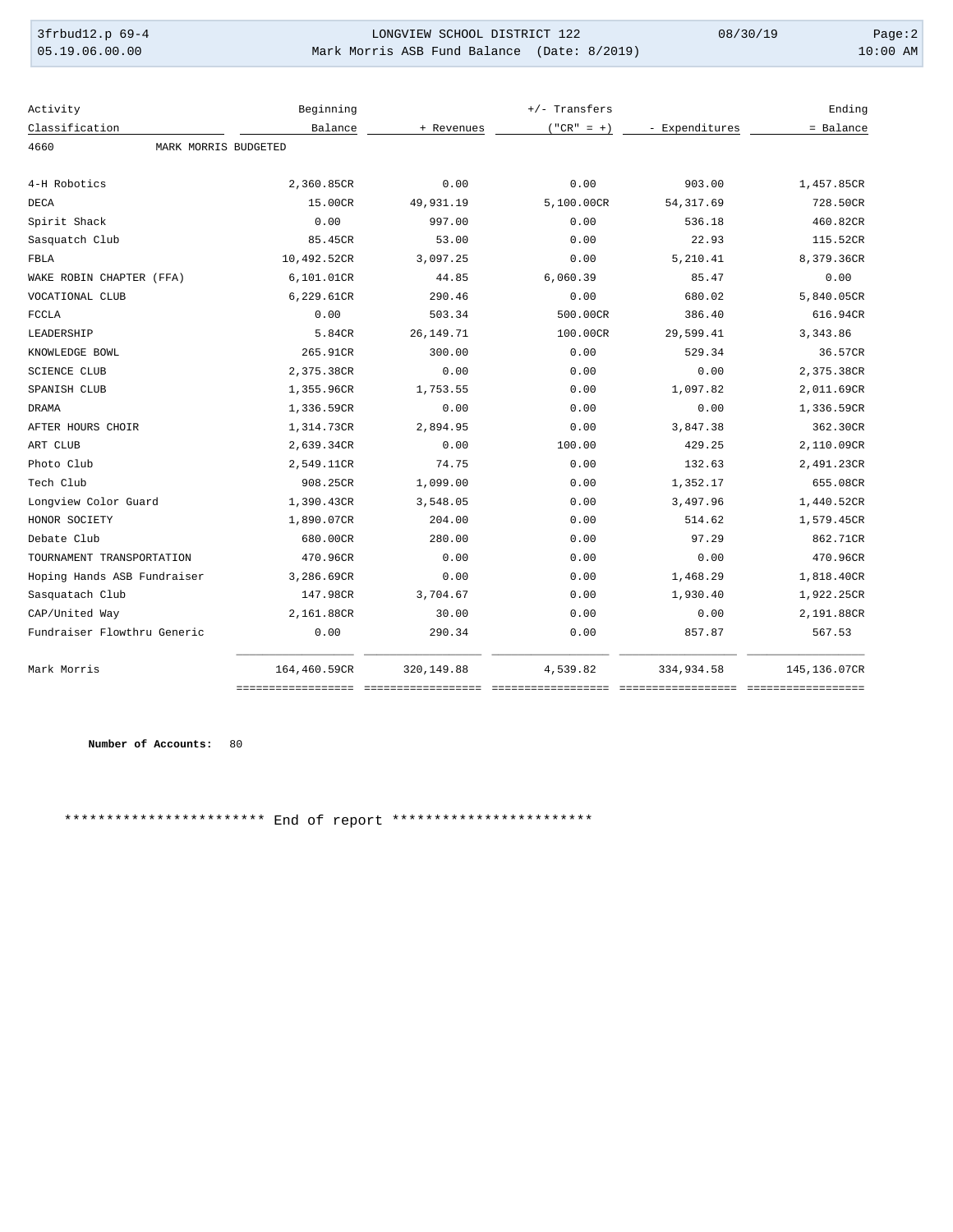| Activity Classification | Beginning Balance | + Revenues | +/- Transfers ("CR" = +) | - Expenditures | Ending = Balance |
|---|---|---|---|---|---|
| 4660 MARK MORRIS BUDGETED | | | | | |
| 4-H Robotics | 2,360.85CR | 0.00 | 0.00 | 903.00 | 1,457.85CR |
| DECA | 15.00CR | 49,931.19 | 5,100.00CR | 54,317.69 | 728.50CR |
| Spirit Shack | 0.00 | 997.00 | 0.00 | 536.18 | 460.82CR |
| Sasquatch Club | 85.45CR | 53.00 | 0.00 | 22.93 | 115.52CR |
| FBLA | 10,492.52CR | 3,097.25 | 0.00 | 5,210.41 | 8,379.36CR |
| WAKE ROBIN CHAPTER (FFA) | 6,101.01CR | 44.85 | 6,060.39 | 85.47 | 0.00 |
| VOCATIONAL CLUB | 6,229.61CR | 290.46 | 0.00 | 680.02 | 5,840.05CR |
| FCCLA | 0.00 | 503.34 | 500.00CR | 386.40 | 616.94CR |
| LEADERSHIP | 5.84CR | 26,149.71 | 100.00CR | 29,599.41 | 3,343.86 |
| KNOWLEDGE BOWL | 265.91CR | 300.00 | 0.00 | 529.34 | 36.57CR |
| SCIENCE CLUB | 2,375.38CR | 0.00 | 0.00 | 0.00 | 2,375.38CR |
| SPANISH CLUB | 1,355.96CR | 1,753.55 | 0.00 | 1,097.82 | 2,011.69CR |
| DRAMA | 1,336.59CR | 0.00 | 0.00 | 0.00 | 1,336.59CR |
| AFTER HOURS CHOIR | 1,314.73CR | 2,894.95 | 0.00 | 3,847.38 | 362.30CR |
| ART CLUB | 2,639.34CR | 0.00 | 100.00 | 429.25 | 2,110.09CR |
| Photo Club | 2,549.11CR | 74.75 | 0.00 | 132.63 | 2,491.23CR |
| Tech Club | 908.25CR | 1,099.00 | 0.00 | 1,352.17 | 655.08CR |
| Longview Color Guard | 1,390.43CR | 3,548.05 | 0.00 | 3,497.96 | 1,440.52CR |
| HONOR SOCIETY | 1,890.07CR | 204.00 | 0.00 | 514.62 | 1,579.45CR |
| Debate Club | 680.00CR | 280.00 | 0.00 | 97.29 | 862.71CR |
| TOURNAMENT TRANSPORTATION | 470.96CR | 0.00 | 0.00 | 0.00 | 470.96CR |
| Hoping Hands ASB Fundraiser | 3,286.69CR | 0.00 | 0.00 | 1,468.29 | 1,818.40CR |
| Sasquatach Club | 147.98CR | 3,704.67 | 0.00 | 1,930.40 | 1,922.25CR |
| CAP/United Way | 2,161.88CR | 30.00 | 0.00 | 0.00 | 2,191.88CR |
| Fundraiser Flowthru Generic | 0.00 | 290.34 | 0.00 | 857.87 | 567.53 |
| Mark Morris | 164,460.59CR | 320,149.88 | 4,539.82 | 334,934.58 | 145,136.07CR |

**Number of Accounts:** 80

************************ End of report ************************